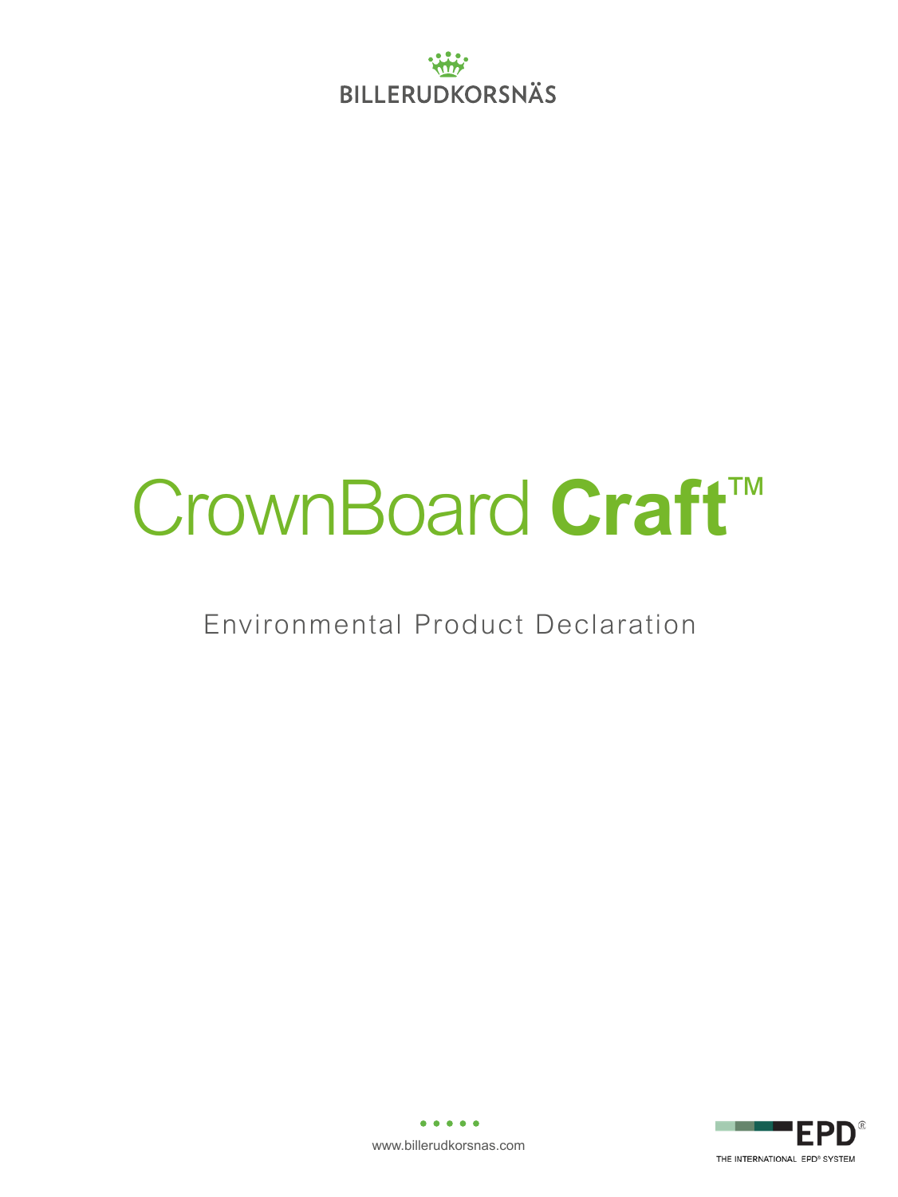BILLERUDKORSNÄS

# CrownBoard **Craft**™

## Environmental Product Declaration

www.billerudkorsnas.com

EPD®

THE INTERNATIONAL EPD® SYSTEM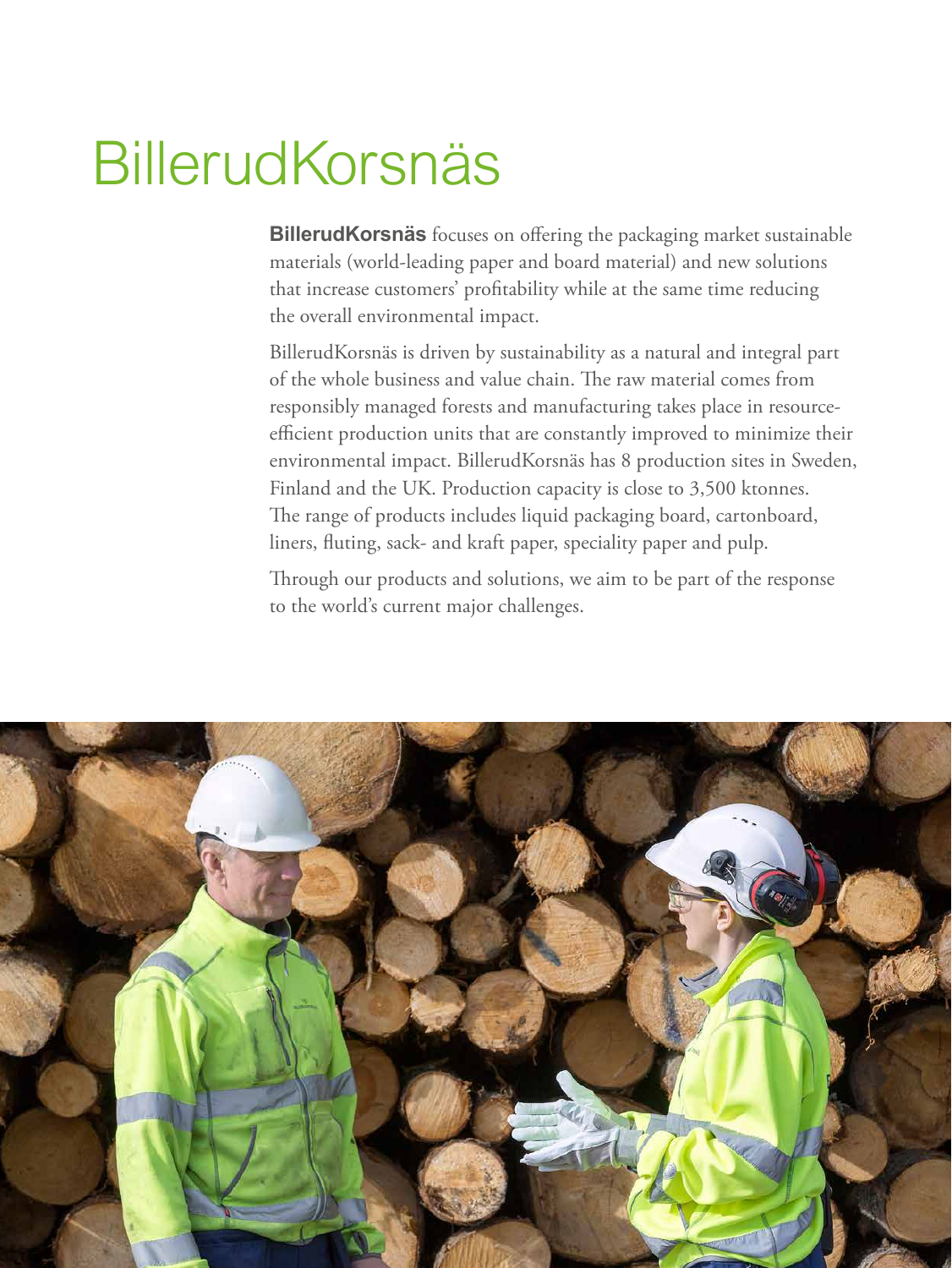# BillerudKorsnäs

**BillerudKorsnäs** focuses on offering the packaging market sustainable materials (world-leading paper and board material) and new solutions that increase customers' profitability while at the same time reducing the overall environmental impact.

BillerudKorsnäs is driven by sustainability as a natural and integral part of the whole business and value chain. The raw material comes from responsibly managed forests and manufacturing takes place in resource-efficient production units that are constantly improved to minimize their environmental impact. BillerudKorsnäs has 8 production sites in Sweden, Finland and the UK. Production capacity is close to 3,500 ktonnes. The range of products includes liquid packaging board, cartonboard, liners, fluting, sack- and kraft paper, speciality paper and pulp.

Through our products and solutions, we aim to be part of the response to the world's current major challenges.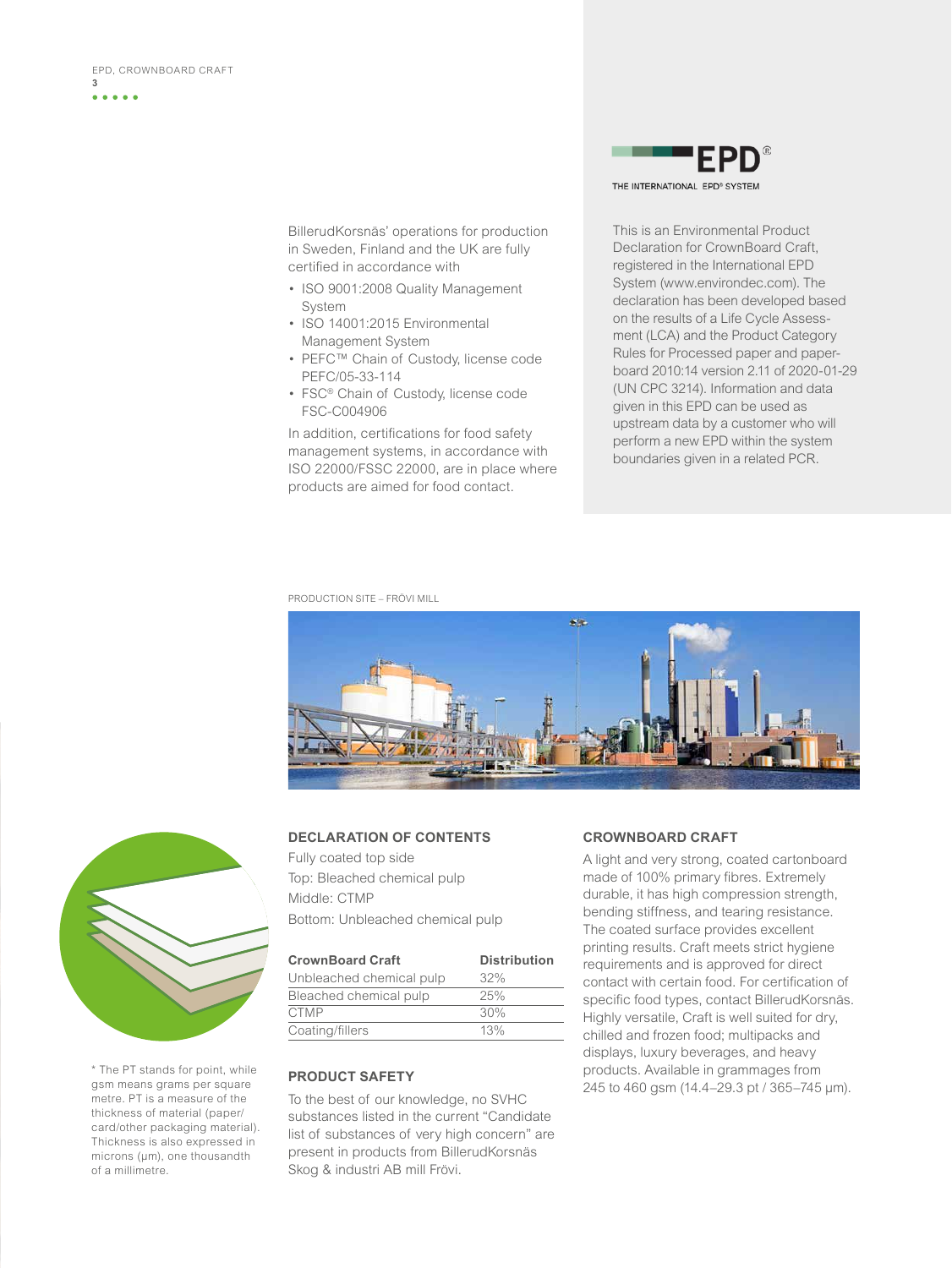BillerudKorsnäs' operations for production in Sweden, Finland and the UK are fully certified in accordance with

- ISO 9001:2008 Quality Management System
- ISO 14001:2015 Environmental Management System
- PEFC™ Chain of Custody, license code PEFC/05-33-114
- FSC® Chain of Custody, license code FSC-C004906

In addition, certifications for food safety management systems, in accordance with ISO 22000/FSSC 22000, are in place where products are aimed for food contact.

EPD® THE INTERNATIONAL EPD® SYSTEM

This is an Environmental Product Declaration for CrownBoard Craft, registered in the International EPD System (www.environdec.com). The declaration has been developed based on the results of a Life Cycle Assessment (LCA) and the Product Category Rules for Processed paper and paperboard 2010:14 version 2.11 of 2020-01-29 (UN CPC 3214). Information and data given in this EPD can be used as upstream data by a customer who will perform a new EPD within the system boundaries given in a related PCR.

PRODUCTION SITE – FRÖVI MILL

## DECLARATION OF CONTENTS

Fully coated top side
Top: Bleached chemical pulp
Middle: CTMP
Bottom: Unbleached chemical pulp

| CrownBoard Craft | Distribution |
|---|---|
| Unbleached chemical pulp | 32% |
| Bleached chemical pulp | 25% |
| CTMP | 30% |
| Coating/fillers | 13% |

## PRODUCT SAFETY

To the best of our knowledge, no SVHC substances listed in the current "Candidate list of substances of very high concern" are present in products from BillerudKorsnäs Skog & industri AB mill Frövi.

## CROWNBOARD CRAFT

A light and very strong, coated cartonboard made of 100% primary fibres. Extremely durable, it has high compression strength, bending stiffness, and tearing resistance. The coated surface provides excellent printing results. Craft meets strict hygiene requirements and is approved for direct contact with certain food. For certification of specific food types, contact BillerudKorsnäs. Highly versatile, Craft is well suited for dry, chilled and frozen food; multipacks and displays, luxury beverages, and heavy products. Available in grammages from 245 to 460 gsm (14.4–29.3 pt / 365–745 µm).

* The PT stands for point, while gsm means grams per square metre. PT is a measure of the thickness of material (paper/card/other packaging material). Thickness is also expressed in microns (µm), one thousandth of a millimetre.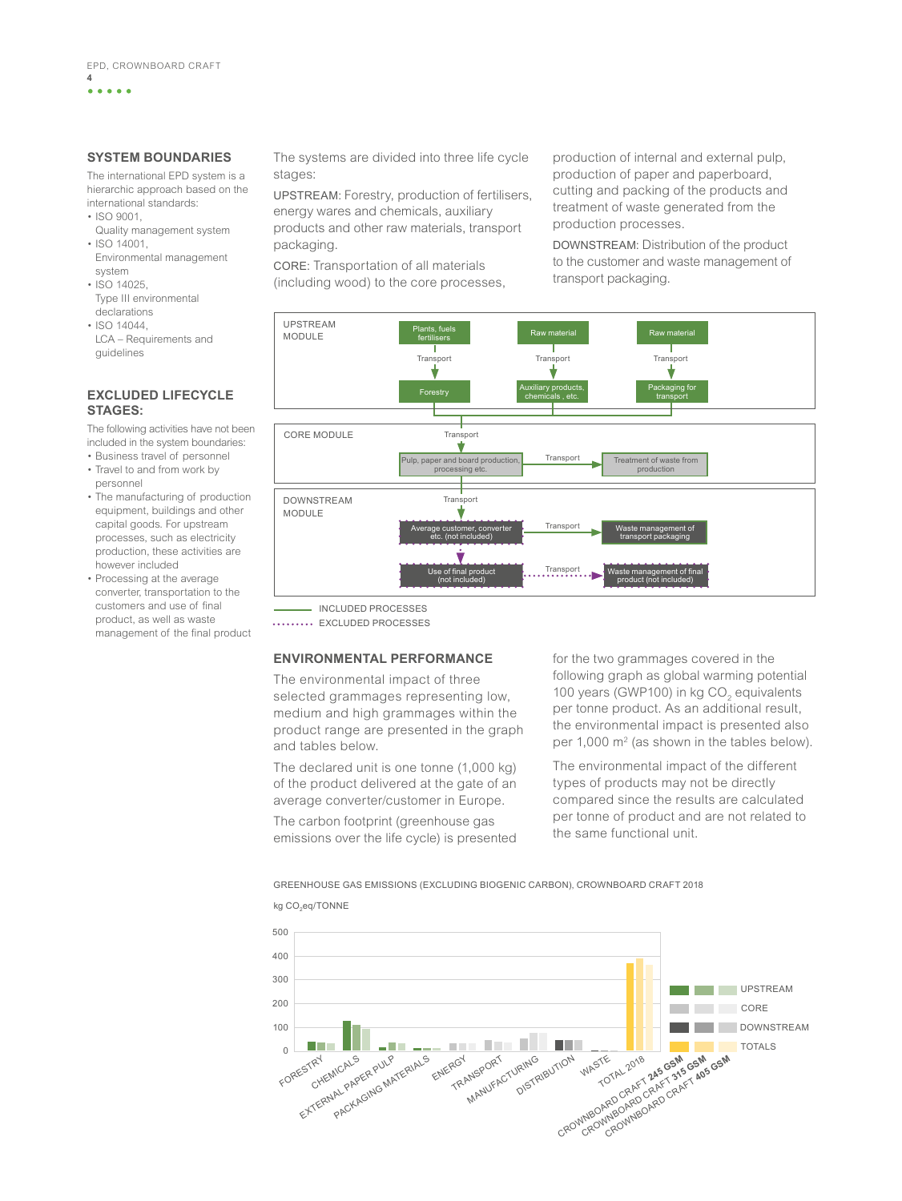## SYSTEM BOUNDARIES

The international EPD system is a hierarchic approach based on the international standards:

- ISO 9001, Quality management system
- ISO 14001, Environmental management system
- ISO 14025, Type III environmental declarations
- ISO 14044, LCA – Requirements and guidelines

## EXCLUDED LIFECYCLE STAGES:

The following activities have not been included in the system boundaries:

- Business travel of personnel
- Travel to and from work by personnel
- The manufacturing of production equipment, buildings and other capital goods. For upstream processes, such as electricity production, these activities are however included
- Processing at the average converter, transportation to the customers and use of final product, as well as waste management of the final product

The systems are divided into three life cycle stages:

UPSTREAM: Forestry, production of fertilisers, energy wares and chemicals, auxiliary products and other raw materials, transport packaging.

CORE: Transportation of all materials (including wood) to the core processes, production of internal and external pulp, production of paper and paperboard, cutting and packing of the products and treatment of waste generated from the production processes.

DOWNSTREAM: Distribution of the product to the customer and waste management of transport packaging.

UPSTREAM MODULE

Plants, fuels fertilisers → Transport → Forestry

Raw material → Transport → Auxiliary products, chemicals , etc.

Raw material → Transport → Packaging for transport

CORE MODULE

Transport → Pulp, paper and board production, processing etc. → Transport → Treatment of waste from production

DOWNSTREAM MODULE

Transport → Average customer, converter etc. (not included) → Transport → Waste management of transport packaging

Use of final product (not included) → Transport → Waste management of final product (not included)

INCLUDED PROCESSES

EXCLUDED PROCESSES

## ENVIRONMENTAL PERFORMANCE

The environmental impact of three selected grammages representing low, medium and high grammages within the product range are presented in the graph and tables below.

The declared unit is one tonne (1,000 kg) of the product delivered at the gate of an average converter/customer in Europe.

The carbon footprint (greenhouse gas emissions over the life cycle) is presented for the two grammages covered in the following graph as global warming potential 100 years (GWP100) in kg $CO_2$ equivalents per tonne product. As an additional result, the environmental impact is presented also per 1,000 $m^2$ (as shown in the tables below).

The environmental impact of the different types of products may not be directly compared since the results are calculated per tonne of product and are not related to the same functional unit.

GREENHOUSE GAS EMISSIONS (EXCLUDING BIOGENIC CARBON), CROWNBOARD CRAFT 2018

kg $CO_2$eq/TONNE

500, 400, 300, 200, 100, 0

FORESTRY, CHEMICALS, EXTERNAL PAPER PULP, PACKAGING MATERIALS, ENERGY, TRANSPORT, MANUFACTURING, DISTRIBUTION, WASTE, TOTAL 2018

UPSTREAM, CORE, DOWNSTREAM, TOTALS

CROWNBOARD CRAFT **245 GSM**, CROWNBOARD CRAFT **315 GSM**, CROWNBOARD CRAFT **405 GSM**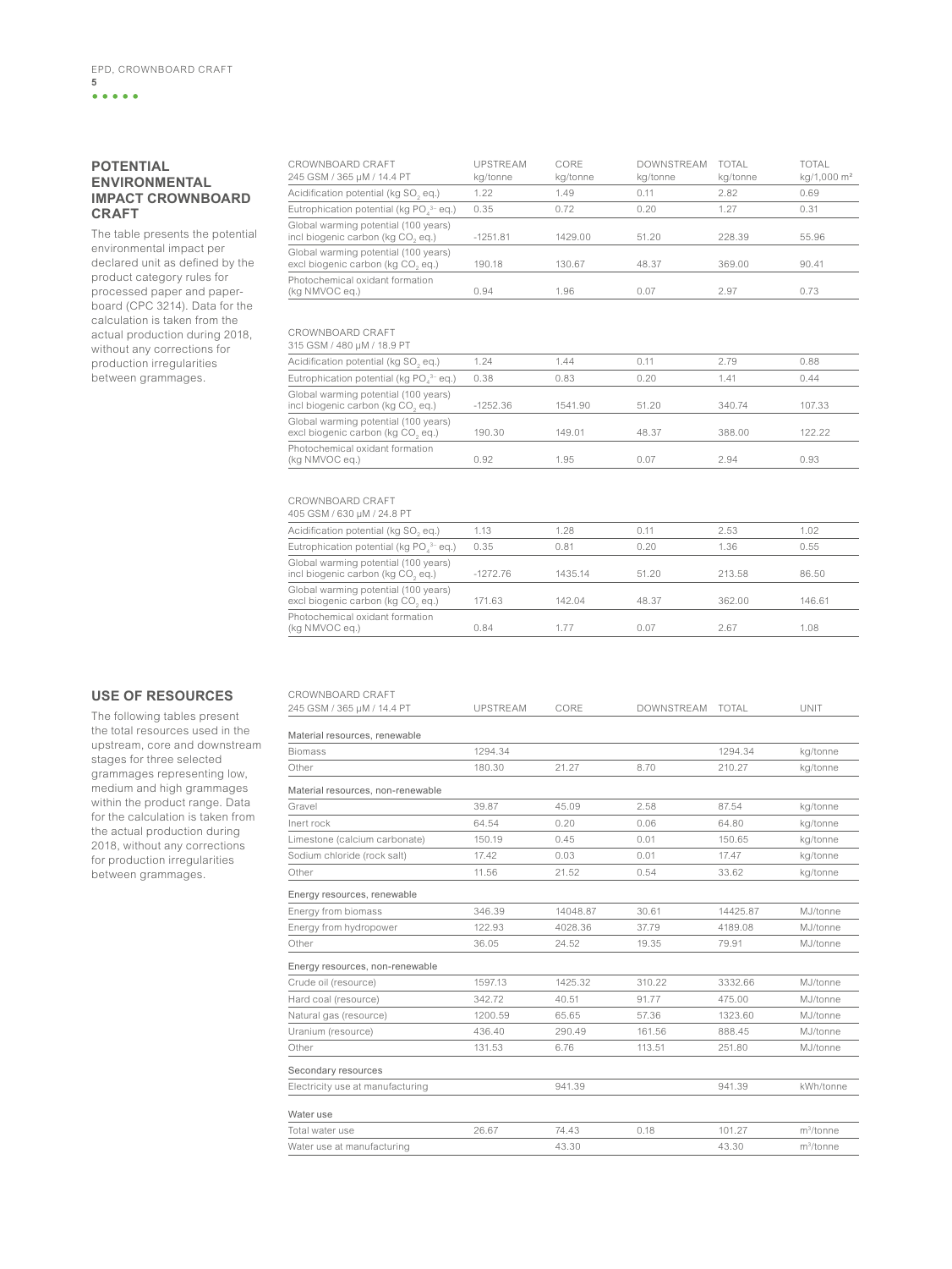## POTENTIAL ENVIRONMENTAL IMPACT CROWNBOARD CRAFT

The table presents the potential environmental impact per declared unit as defined by the product category rules for processed paper and paperboard (CPC 3214). Data for the calculation is taken from the actual production during 2018, without any corrections for production irregularities between grammages.

| CROWNBOARD CRAFT 245 GSM / 365 μM / 14.4 PT | UPSTREAM kg/tonne | CORE kg/tonne | DOWNSTREAM kg/tonne | TOTAL kg/tonne | TOTAL kg/1,000 m² |
|---|---|---|---|---|---|
| Acidification potential (kg $SO_2$ eq.) | 1.22 | 1.49 | 0.11 | 2.82 | 0.69 |
| Eutrophication potential (kg $PO_4^{3-}$ eq.) | 0.35 | 0.72 | 0.20 | 1.27 | 0.31 |
| Global warming potential (100 years) incl biogenic carbon (kg $CO_2$ eq.) | -1251.81 | 1429.00 | 51.20 | 228.39 | 55.96 |
| Global warming potential (100 years) excl biogenic carbon (kg $CO_2$ eq.) | 190.18 | 130.67 | 48.37 | 369.00 | 90.41 |
| Photochemical oxidant formation (kg NMVOC eq.) | 0.94 | 1.96 | 0.07 | 2.97 | 0.73 |

| CROWNBOARD CRAFT 315 GSM / 480 μM / 18.9 PT | | | | | |
|---|---|---|---|---|---|
| Acidification potential (kg $SO_2$ eq.) | 1.24 | 1.44 | 0.11 | 2.79 | 0.88 |
| Eutrophication potential (kg $PO_4^{3-}$ eq.) | 0.38 | 0.83 | 0.20 | 1.41 | 0.44 |
| Global warming potential (100 years) incl biogenic carbon (kg $CO_2$ eq.) | -1252.36 | 1541.90 | 51.20 | 340.74 | 107.33 |
| Global warming potential (100 years) excl biogenic carbon (kg $CO_2$ eq.) | 190.30 | 149.01 | 48.37 | 388.00 | 122.22 |
| Photochemical oxidant formation (kg NMVOC eq.) | 0.92 | 1.95 | 0.07 | 2.94 | 0.93 |

| CROWNBOARD CRAFT 405 GSM / 630 μM / 24.8 PT | | | | | |
|---|---|---|---|---|---|
| Acidification potential (kg $SO_2$ eq.) | 1.13 | 1.28 | 0.11 | 2.53 | 1.02 |
| Eutrophication potential (kg $PO_4^{3-}$ eq.) | 0.35 | 0.81 | 0.20 | 1.36 | 0.55 |
| Global warming potential (100 years) incl biogenic carbon (kg $CO_2$ eq.) | -1272.76 | 1435.14 | 51.20 | 213.58 | 86.50 |
| Global warming potential (100 years) excl biogenic carbon (kg $CO_2$ eq.) | 171.63 | 142.04 | 48.37 | 362.00 | 146.61 |
| Photochemical oxidant formation (kg NMVOC eq.) | 0.84 | 1.77 | 0.07 | 2.67 | 1.08 |

## USE OF RESOURCES

The following tables present the total resources used in the upstream, core and downstream stages for three selected grammages representing low, medium and high grammages within the product range. Data for the calculation is taken from the actual production during 2018, without any corrections for production irregularities between grammages.

| CROWNBOARD CRAFT 245 GSM / 365 μM / 14.4 PT | UPSTREAM | CORE | DOWNSTREAM | TOTAL | UNIT |
|---|---|---|---|---|---|
| **Material resources, renewable** | | | | | |
| Biomass | 1294.34 | | | 1294.34 | kg/tonne |
| Other | 180.30 | 21.27 | 8.70 | 210.27 | kg/tonne |
| **Material resources, non-renewable** | | | | | |
| Gravel | 39.87 | 45.09 | 2.58 | 87.54 | kg/tonne |
| Inert rock | 64.54 | 0.20 | 0.06 | 64.80 | kg/tonne |
| Limestone (calcium carbonate) | 150.19 | 0.45 | 0.01 | 150.65 | kg/tonne |
| Sodium chloride (rock salt) | 17.42 | 0.03 | 0.01 | 17.47 | kg/tonne |
| Other | 11.56 | 21.52 | 0.54 | 33.62 | kg/tonne |
| **Energy resources, renewable** | | | | | |
| Energy from biomass | 346.39 | 14048.87 | 30.61 | 14425.87 | MJ/tonne |
| Energy from hydropower | 122.93 | 4028.36 | 37.79 | 4189.08 | MJ/tonne |
| Other | 36.05 | 24.52 | 19.35 | 79.91 | MJ/tonne |
| **Energy resources, non-renewable** | | | | | |
| Crude oil (resource) | 1597.13 | 1425.32 | 310.22 | 3332.66 | MJ/tonne |
| Hard coal (resource) | 342.72 | 40.51 | 91.77 | 475.00 | MJ/tonne |
| Natural gas (resource) | 1200.59 | 65.65 | 57.36 | 1323.60 | MJ/tonne |
| Uranium (resource) | 436.40 | 290.49 | 161.56 | 888.45 | MJ/tonne |
| Other | 131.53 | 6.76 | 113.51 | 251.80 | MJ/tonne |
| **Secondary resources** | | | | | |
| Electricity use at manufacturing | | 941.39 | | 941.39 | kWh/tonne |
| **Water use** | | | | | |
| Total water use | 26.67 | 74.43 | 0.18 | 101.27 | m³/tonne |
| Water use at manufacturing | | 43.30 | | 43.30 | m³/tonne |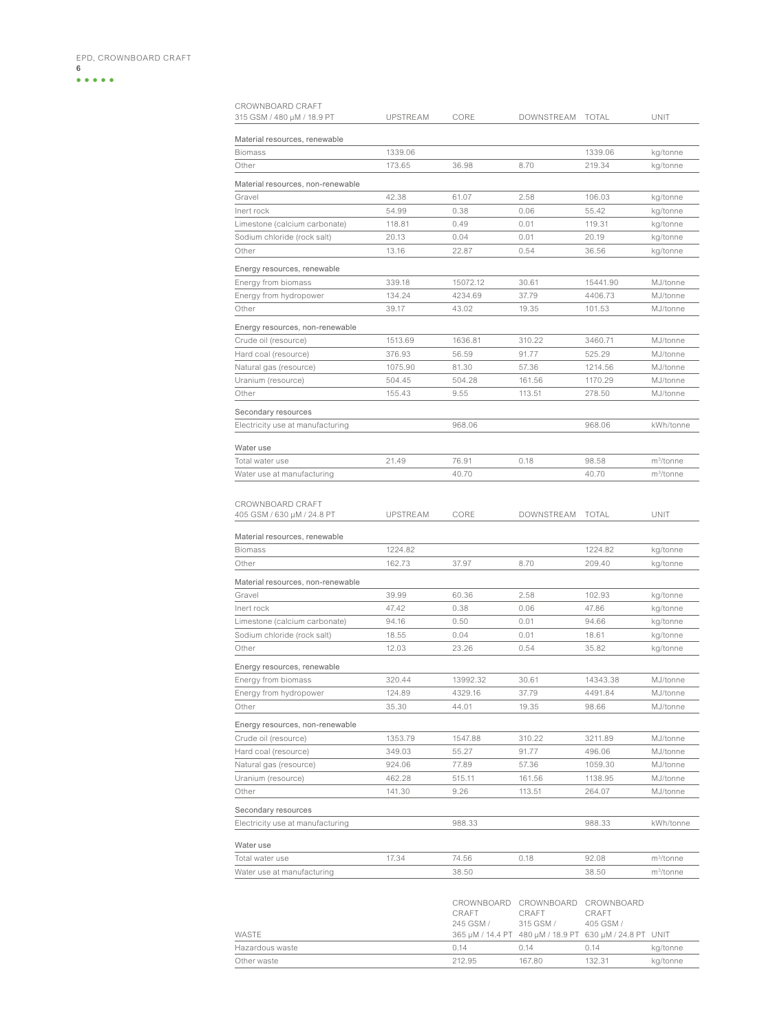| CROWNBOARD CRAFT 315 GSM / 480 µM / 18.9 PT | UPSTREAM | CORE | DOWNSTREAM | TOTAL | UNIT |
|---|---|---|---|---|---|
| **Material resources, renewable** | | | | | |
| Biomass | 1339.06 | | | 1339.06 | kg/tonne |
| Other | 173.65 | 36.98 | 8.70 | 219.34 | kg/tonne |
| **Material resources, non-renewable** | | | | | |
| Gravel | 42.38 | 61.07 | 2.58 | 106.03 | kg/tonne |
| Inert rock | 54.99 | 0.38 | 0.06 | 55.42 | kg/tonne |
| Limestone (calcium carbonate) | 118.81 | 0.49 | 0.01 | 119.31 | kg/tonne |
| Sodium chloride (rock salt) | 20.13 | 0.04 | 0.01 | 20.19 | kg/tonne |
| Other | 13.16 | 22.87 | 0.54 | 36.56 | kg/tonne |
| **Energy resources, renewable** | | | | | |
| Energy from biomass | 339.18 | 15072.12 | 30.61 | 15441.90 | MJ/tonne |
| Energy from hydropower | 134.24 | 4234.69 | 37.79 | 4406.73 | MJ/tonne |
| Other | 39.17 | 43.02 | 19.35 | 101.53 | MJ/tonne |
| **Energy resources, non-renewable** | | | | | |
| Crude oil (resource) | 1513.69 | 1636.81 | 310.22 | 3460.71 | MJ/tonne |
| Hard coal (resource) | 376.93 | 56.59 | 91.77 | 525.29 | MJ/tonne |
| Natural gas (resource) | 1075.90 | 81.30 | 57.36 | 1214.56 | MJ/tonne |
| Uranium (resource) | 504.45 | 504.28 | 161.56 | 1170.29 | MJ/tonne |
| Other | 155.43 | 9.55 | 113.51 | 278.50 | MJ/tonne |
| **Secondary resources** | | | | | |
| Electricity use at manufacturing | | 968.06 | | 968.06 | kWh/tonne |
| **Water use** | | | | | |
| Total water use | 21.49 | 76.91 | 0.18 | 98.58 | m³/tonne |
| Water use at manufacturing | | 40.70 | | 40.70 | m³/tonne |

| CROWNBOARD CRAFT 405 GSM / 630 µM / 24.8 PT | UPSTREAM | CORE | DOWNSTREAM | TOTAL | UNIT |
|---|---|---|---|---|---|
| **Material resources, renewable** | | | | | |
| Biomass | 1224.82 | | | 1224.82 | kg/tonne |
| Other | 162.73 | 37.97 | 8.70 | 209.40 | kg/tonne |
| **Material resources, non-renewable** | | | | | |
| Gravel | 39.99 | 60.36 | 2.58 | 102.93 | kg/tonne |
| Inert rock | 47.42 | 0.38 | 0.06 | 47.86 | kg/tonne |
| Limestone (calcium carbonate) | 94.16 | 0.50 | 0.01 | 94.66 | kg/tonne |
| Sodium chloride (rock salt) | 18.55 | 0.04 | 0.01 | 18.61 | kg/tonne |
| Other | 12.03 | 23.26 | 0.54 | 35.82 | kg/tonne |
| **Energy resources, renewable** | | | | | |
| Energy from biomass | 320.44 | 13992.32 | 30.61 | 14343.38 | MJ/tonne |
| Energy from hydropower | 124.89 | 4329.16 | 37.79 | 4491.84 | MJ/tonne |
| Other | 35.30 | 44.01 | 19.35 | 98.66 | MJ/tonne |
| **Energy resources, non-renewable** | | | | | |
| Crude oil (resource) | 1353.79 | 1547.88 | 310.22 | 3211.89 | MJ/tonne |
| Hard coal (resource) | 349.03 | 55.27 | 91.77 | 496.06 | MJ/tonne |
| Natural gas (resource) | 924.06 | 77.89 | 57.36 | 1059.30 | MJ/tonne |
| Uranium (resource) | 462.28 | 515.11 | 161.56 | 1138.95 | MJ/tonne |
| Other | 141.30 | 9.26 | 113.51 | 264.07 | MJ/tonne |
| **Secondary resources** | | | | | |
| Electricity use at manufacturing | | 988.33 | | 988.33 | kWh/tonne |
| **Water use** | | | | | |
| Total water use | 17.34 | 74.56 | 0.18 | 92.08 | m³/tonne |
| Water use at manufacturing | | 38.50 | | 38.50 | m³/tonne |

| WASTE | CROWNBOARD CRAFT 245 GSM / 365 µM / 14.4 PT | CROWNBOARD CRAFT 315 GSM / 480 µM / 18.9 PT | CROWNBOARD CRAFT 405 GSM / 630 µM / 24.8 PT | UNIT |
|---|---|---|---|---|
| Hazardous waste | 0.14 | 0.14 | 0.14 | kg/tonne |
| Other waste | 212.95 | 167.80 | 132.31 | kg/tonne |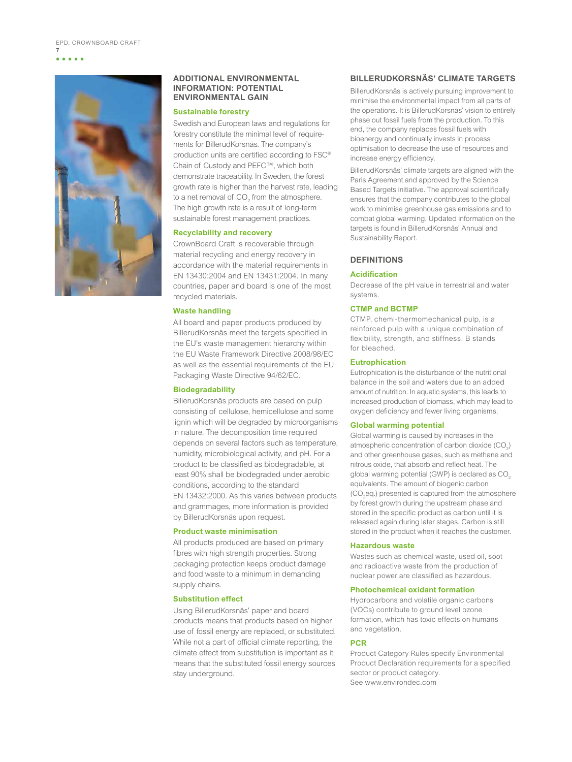## ADDITIONAL ENVIRONMENTAL INFORMATION: POTENTIAL ENVIRONMENTAL GAIN

### Sustainable forestry

Swedish and European laws and regulations for forestry constitute the minimal level of requirements for BillerudKorsnäs. The company's production units are certified according to FSC® Chain of Custody and PEFC™, which both demonstrate traceability. In Sweden, the forest growth rate is higher than the harvest rate, leading to a net removal of $CO_2$ from the atmosphere. The high growth rate is a result of long-term sustainable forest management practices.

### Recyclability and recovery

CrownBoard Craft is recoverable through material recycling and energy recovery in accordance with the material requirements in EN 13430:2004 and EN 13431:2004. In many countries, paper and board is one of the most recycled materials.

### Waste handling

All board and paper products produced by BillerudKorsnäs meet the targets specified in the EU's waste management hierarchy within the EU Waste Framework Directive 2008/98/EC as well as the essential requirements of the EU Packaging Waste Directive 94/62/EC.

### Biodegradability

BillerudKorsnäs products are based on pulp consisting of cellulose, hemicellulose and some lignin which will be degraded by microorganisms in nature. The decomposition time required depends on several factors such as temperature, humidity, microbiological activity, and pH. For a product to be classified as biodegradable, at least 90% shall be biodegraded under aerobic conditions, according to the standard EN 13432:2000. As this varies between products and grammages, more information is provided by BillerudKorsnäs upon request.

### Product waste minimisation

All products produced are based on primary fibres with high strength properties. Strong packaging protection keeps product damage and food waste to a minimum in demanding supply chains.

### Substitution effect

Using BillerudKorsnäs' paper and board products means that products based on higher use of fossil energy are replaced, or substituted. While not a part of official climate reporting, the climate effect from substitution is important as it means that the substituted fossil energy sources stay underground.

## BILLERUDKORSNÄS' CLIMATE TARGETS

BillerudKorsnäs is actively pursuing improvement to minimise the environmental impact from all parts of the operations. It is BillerudKorsnäs' vision to entirely phase out fossil fuels from the production. To this end, the company replaces fossil fuels with bioenergy and continually invests in process optimisation to decrease the use of resources and increase energy efficiency.

BillerudKorsnäs' climate targets are aligned with the Paris Agreement and approved by the Science Based Targets initiative. The approval scientifically ensures that the company contributes to the global work to minimise greenhouse gas emissions and to combat global warming. Updated information on the targets is found in BillerudKorsnäs' Annual and Sustainability Report.

## DEFINITIONS

### Acidification

Decrease of the pH value in terrestrial and water systems.

### CTMP and BCTMP

CTMP, chemi-thermomechanical pulp, is a reinforced pulp with a unique combination of flexibility, strength, and stiffness. B stands for bleached.

### Eutrophication

Eutrophication is the disturbance of the nutritional balance in the soil and waters due to an added amount of nutrition. In aquatic systems, this leads to increased production of biomass, which may lead to oxygen deficiency and fewer living organisms.

### Global warming potential

Global warming is caused by increases in the atmospheric concentration of carbon dioxide ($CO_2$) and other greenhouse gases, such as methane and nitrous oxide, that absorb and reflect heat. The global warming potential (GWP) is declared as $CO_2$ equivalents. The amount of biogenic carbon ($CO_2$eq.) presented is captured from the atmosphere by forest growth during the upstream phase and stored in the specific product as carbon until it is released again during later stages. Carbon is still stored in the product when it reaches the customer.

### Hazardous waste

Wastes such as chemical waste, used oil, soot and radioactive waste from the production of nuclear power are classified as hazardous.

### Photochemical oxidant formation

Hydrocarbons and volatile organic carbons (VOCs) contribute to ground level ozone formation, which has toxic effects on humans and vegetation.

### PCR

Product Category Rules specify Environmental Product Declaration requirements for a specified sector or product category.
See www.environdec.com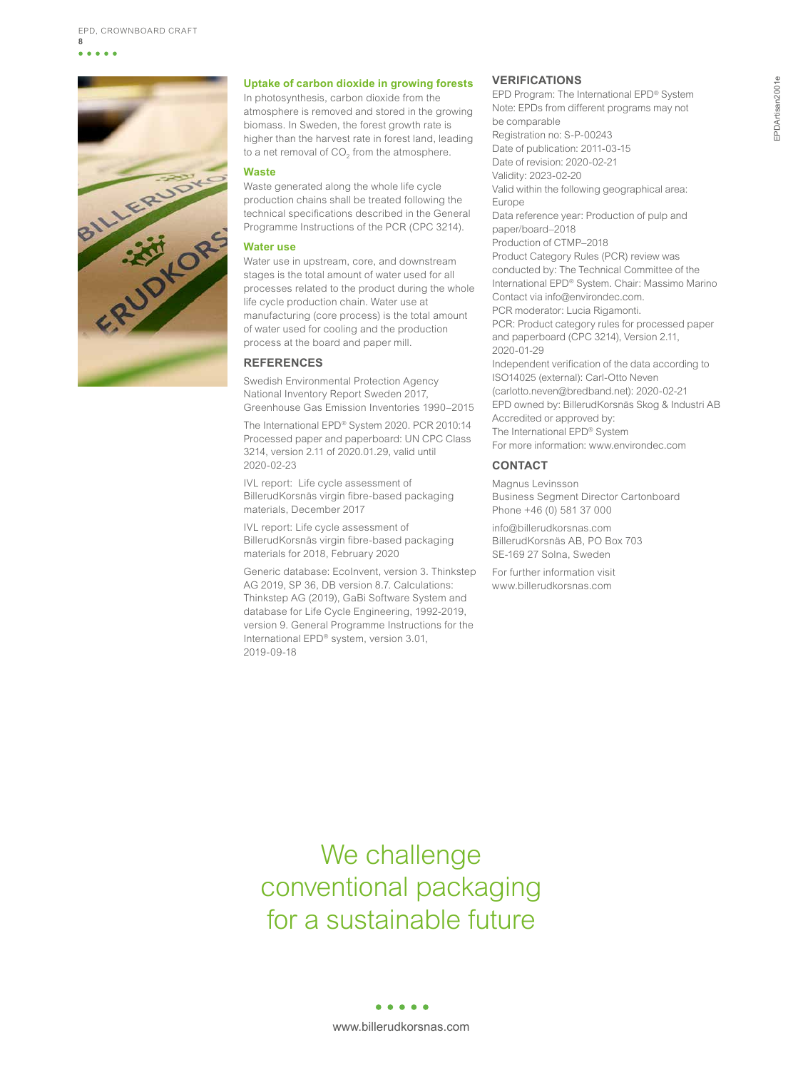### Uptake of carbon dioxide in growing forests

In photosynthesis, carbon dioxide from the atmosphere is removed and stored in the growing biomass. In Sweden, the forest growth rate is higher than the harvest rate in forest land, leading to a net removal of $CO_2$ from the atmosphere.

### Waste

Waste generated along the whole life cycle production chains shall be treated following the technical specifications described in the General Programme Instructions of the PCR (CPC 3214).

### Water use

Water use in upstream, core, and downstream stages is the total amount of water used for all processes related to the product during the whole life cycle production chain. Water use at manufacturing (core process) is the total amount of water used for cooling and the production process at the board and paper mill.

## REFERENCES

Swedish Environmental Protection Agency National Inventory Report Sweden 2017, Greenhouse Gas Emission Inventories 1990–2015

The International EPD® System 2020. PCR 2010:14 Processed paper and paperboard: UN CPC Class 3214, version 2.11 of 2020.01.29, valid until 2020-02-23

IVL report: Life cycle assessment of BillerudKorsnäs virgin fibre-based packaging materials, December 2017

IVL report: Life cycle assessment of BillerudKorsnäs virgin fibre-based packaging materials for 2018, February 2020

Generic database: EcoInvent, version 3. Thinkstep AG 2019, SP 36, DB version 8.7. Calculations: Thinkstep AG (2019), GaBi Software System and database for Life Cycle Engineering, 1992-2019, version 9. General Programme Instructions for the International EPD® system, version 3.01, 2019-09-18

## VERIFICATIONS

EPD Program: The International EPD® System
Note: EPDs from different programs may not be comparable
Registration no: S-P-00243
Date of publication: 2011-03-15
Date of revision: 2020-02-21
Validity: 2023-02-20
Valid within the following geographical area: Europe
Data reference year: Production of pulp and paper/board–2018
Production of CTMP–2018
Product Category Rules (PCR) review was conducted by: The Technical Committee of the International EPD® System. Chair: Massimo Marino Contact via info@environdec.com.
PCR moderator: Lucia Rigamonti.
PCR: Product category rules for processed paper and paperboard (CPC 3214), Version 2.11, 2020-01-29
Independent verification of the data according to ISO14025 (external): Carl-Otto Neven (carlotto.neven@bredband.net): 2020-02-21
EPD owned by: BillerudKorsnäs Skog & Industri AB
Accredited or approved by:
The International EPD® System
For more information: www.environdec.com

## CONTACT

Magnus Levinsson
Business Segment Director Cartonboard
Phone +46 (0) 581 37 000

info@billerudkorsnas.com
BillerudKorsnäs AB, PO Box 703
SE-169 27 Solna, Sweden

For further information visit
www.billerudkorsnas.com

We challenge conventional packaging for a sustainable future

www.billerudkorsnas.com

EPDArtisan2001e